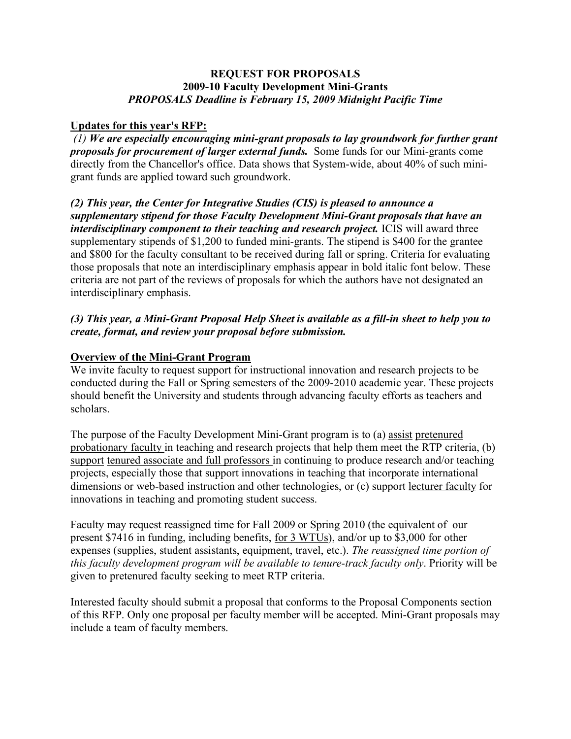**REQUEST FOR PROPOSALS**
**2009-10 Faculty Development Mini-Grants**
***PROPOSALS Deadline is February 15, 2009 Midnight Pacific Time***

**Updates for this year's RFP:**

*(1)* ***We are especially encouraging mini-grant proposals to lay groundwork for further grant proposals for procurement of larger external funds.*** Some funds for our Mini-grants come directly from the Chancellor's office. Data shows that System-wide, about 40% of such mini-grant funds are applied toward such groundwork.

***(2) This year, the Center for Integrative Studies (CIS) is pleased to announce a supplementary stipend for those Faculty Development Mini-Grant proposals that have an interdisciplinary component to their teaching and research project.*** ICIS will award three supplementary stipends of $1,200 to funded mini-grants. The stipend is $400 for the grantee and $800 for the faculty consultant to be received during fall or spring. Criteria for evaluating those proposals that note an interdisciplinary emphasis appear in bold italic font below. These criteria are not part of the reviews of proposals for which the authors have not designated an interdisciplinary emphasis.

***(3) This year, a Mini-Grant Proposal Help Sheet is available as a fill-in sheet to help you to create, format, and review your proposal before submission.***

**Overview of the Mini-Grant Program**

We invite faculty to request support for instructional innovation and research projects to be conducted during the Fall or Spring semesters of the 2009-2010 academic year. These projects should benefit the University and students through advancing faculty efforts as teachers and scholars.

The purpose of the Faculty Development Mini-Grant program is to (a) assist pretenured probationary faculty in teaching and research projects that help them meet the RTP criteria, (b) support tenured associate and full professors in continuing to produce research and/or teaching projects, especially those that support innovations in teaching that incorporate international dimensions or web-based instruction and other technologies, or (c) support lecturer faculty for innovations in teaching and promoting student success.

Faculty may request reassigned time for Fall 2009 or Spring 2010 (the equivalent of our present $7416 in funding, including benefits, for 3 WTUs), and/or up to $3,000 for other expenses (supplies, student assistants, equipment, travel, etc.). *The reassigned time portion of this faculty development program will be available to tenure-track faculty only*. Priority will be given to pretenured faculty seeking to meet RTP criteria.

Interested faculty should submit a proposal that conforms to the Proposal Components section of this RFP. Only one proposal per faculty member will be accepted. Mini-Grant proposals may include a team of faculty members.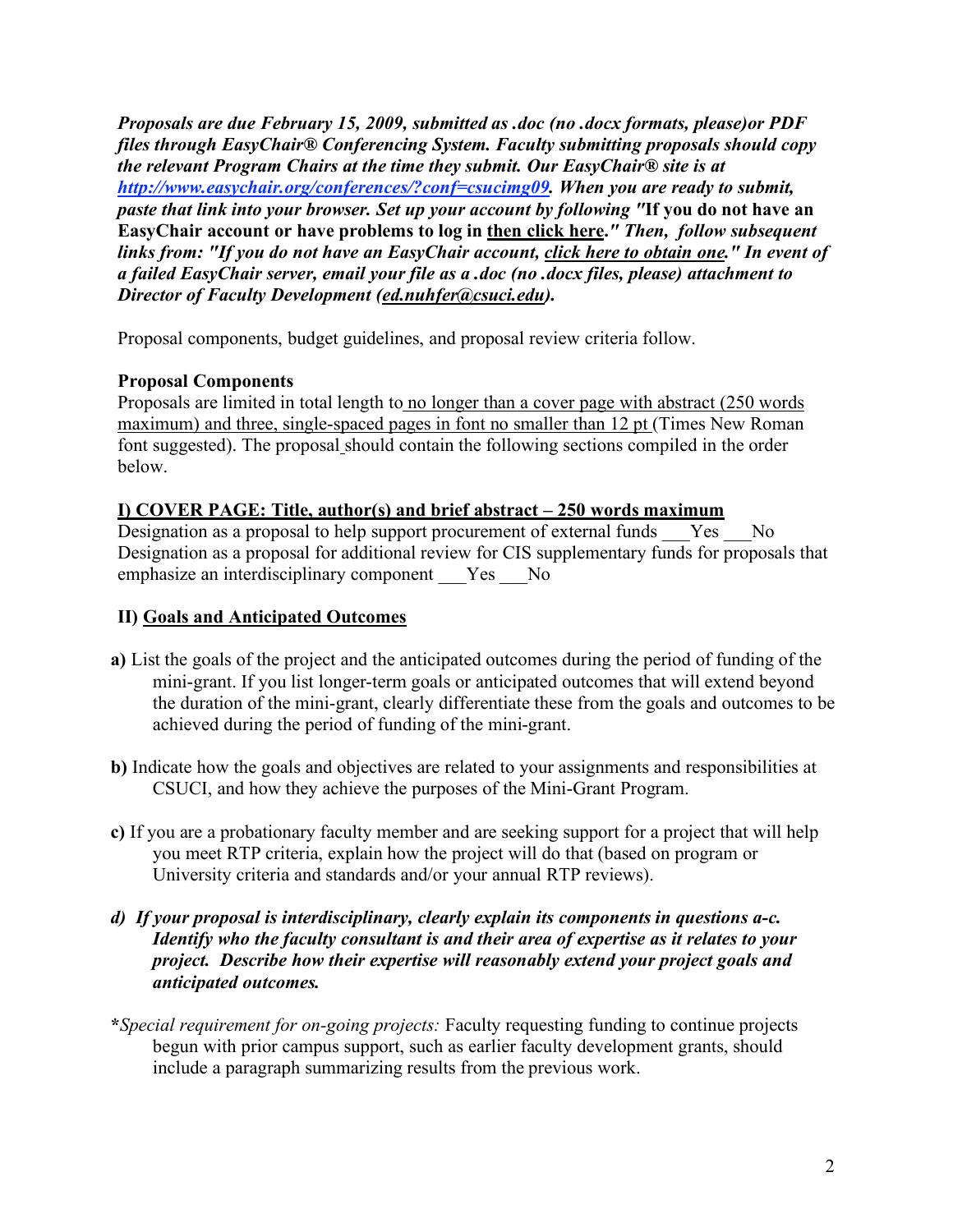***Proposals are due February 15, 2009, submitted as .doc (no .docx formats, please)or PDF files through EasyChair® Conferencing System. Faculty submitting proposals should copy the relevant Program Chairs at the time they submit. Our EasyChair® site is at [http://www.easychair.org/conferences/?conf=csucimg09](http://www.easychair.org/conferences/?conf=csucimg09). When you are ready to submit, paste that link into your browser. Set up your account by following "*If you do not have an EasyChair account or have problems to log in <u>then click here</u>.*" Then, follow subsequent links from: "If you do not have an EasyChair account, <u>click here to obtain one</u>." In event of a failed EasyChair server, email your file as a .doc (no .docx files, please) attachment to Director of Faculty Development (<u>ed.nuhfer@csuci.edu</u>).***

Proposal components, budget guidelines, and proposal review criteria follow.

**Proposal Components**

Proposals are limited in total length to <u>no longer than a cover page with abstract (250 words maximum) and three, single-spaced pages in font no smaller than 12 pt</u> (Times New Roman font suggested). The proposal should contain the following sections compiled in the order below.

**<u>I) COVER PAGE: Title, author(s) and brief abstract – 250 words maximum</u>**

Designation as a proposal to help support procurement of external funds ___Yes ___No

Designation as a proposal for additional review for CIS supplementary funds for proposals that emphasize an interdisciplinary component ___Yes ___No

**II) <u>Goals and Anticipated Outcomes</u>**

**a)** List the goals of the project and the anticipated outcomes during the period of funding of the mini-grant. If you list longer-term goals or anticipated outcomes that will extend beyond the duration of the mini-grant, clearly differentiate these from the goals and outcomes to be achieved during the period of funding of the mini-grant.

**b)** Indicate how the goals and objectives are related to your assignments and responsibilities at CSUCI, and how they achieve the purposes of the Mini-Grant Program.

**c)** If you are a probationary faculty member and are seeking support for a project that will help you meet RTP criteria, explain how the project will do that (based on program or University criteria and standards and/or your annual RTP reviews).

***d) If your proposal is interdisciplinary, clearly explain its components in questions a-c. Identify who the faculty consultant is and their area of expertise as it relates to your project. Describe how their expertise will reasonably extend your project goals and anticipated outcomes.***

**\****Special requirement for on-going projects:* Faculty requesting funding to continue projects begun with prior campus support, such as earlier faculty development grants, should include a paragraph summarizing results from the previous work.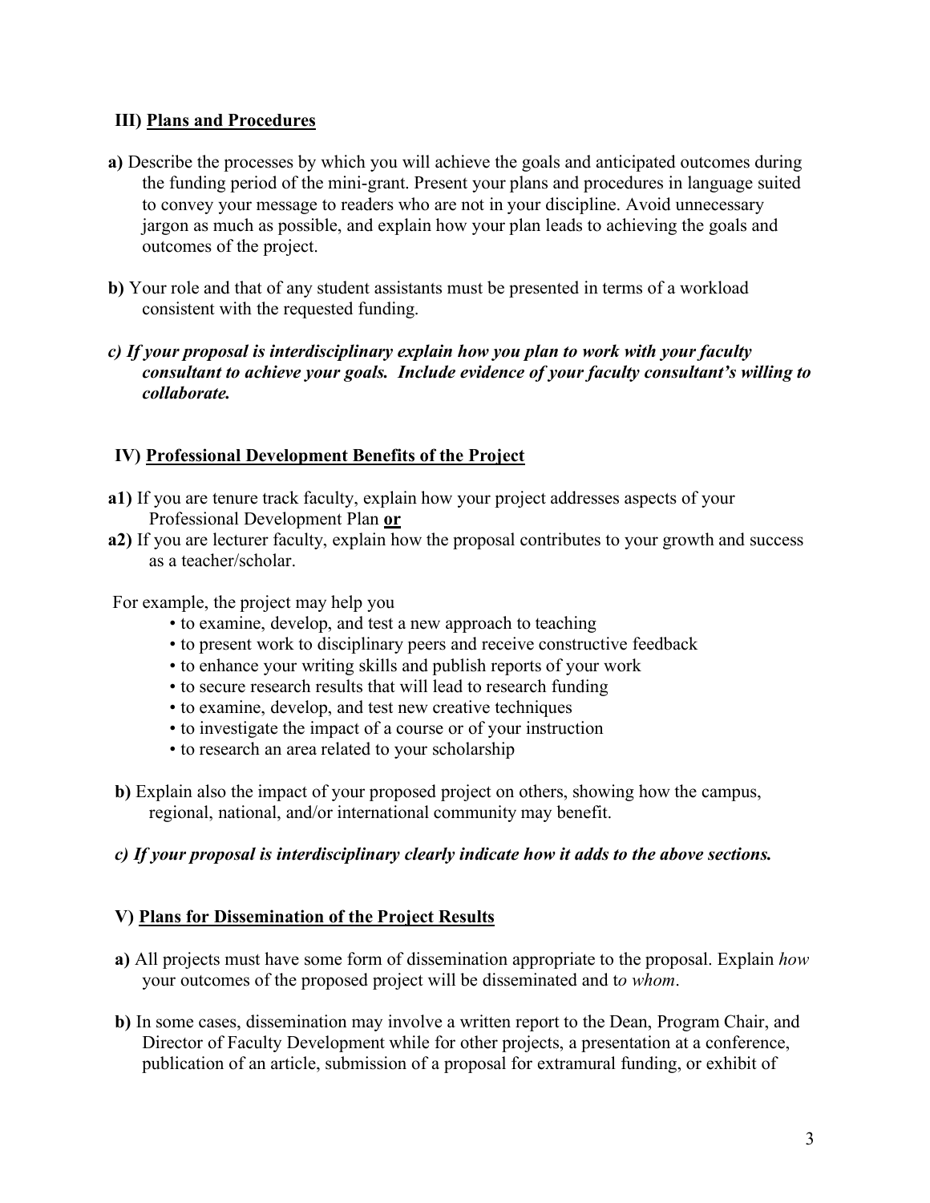## III) <u>Plans and Procedures</u>

**a)** Describe the processes by which you will achieve the goals and anticipated outcomes during the funding period of the mini-grant. Present your plans and procedures in language suited to convey your message to readers who are not in your discipline. Avoid unnecessary jargon as much as possible, and explain how your plan leads to achieving the goals and outcomes of the project.

**b)** Your role and that of any student assistants must be presented in terms of a workload consistent with the requested funding.

***c) If your proposal is interdisciplinary explain how you plan to work with your faculty consultant to achieve your goals. Include evidence of your faculty consultant's willing to collaborate.***

## IV) <u>Professional Development Benefits of the Project</u>

**a1)** If you are tenure track faculty, explain how your project addresses aspects of your Professional Development Plan **<u>or</u>**

**a2)** If you are lecturer faculty, explain how the proposal contributes to your growth and success as a teacher/scholar.

For example, the project may help you

- to examine, develop, and test a new approach to teaching
- to present work to disciplinary peers and receive constructive feedback
- to enhance your writing skills and publish reports of your work
- to secure research results that will lead to research funding
- to examine, develop, and test new creative techniques
- to investigate the impact of a course or of your instruction
- to research an area related to your scholarship

**b)** Explain also the impact of your proposed project on others, showing how the campus, regional, national, and/or international community may benefit.

***c) If your proposal is interdisciplinary clearly indicate how it adds to the above sections.***

## V) <u>Plans for Dissemination of the Project Results</u>

**a)** All projects must have some form of dissemination appropriate to the proposal. Explain *how* your outcomes of the proposed project will be disseminated and t*o whom*.

**b)** In some cases, dissemination may involve a written report to the Dean, Program Chair, and Director of Faculty Development while for other projects, a presentation at a conference, publication of an article, submission of a proposal for extramural funding, or exhibit of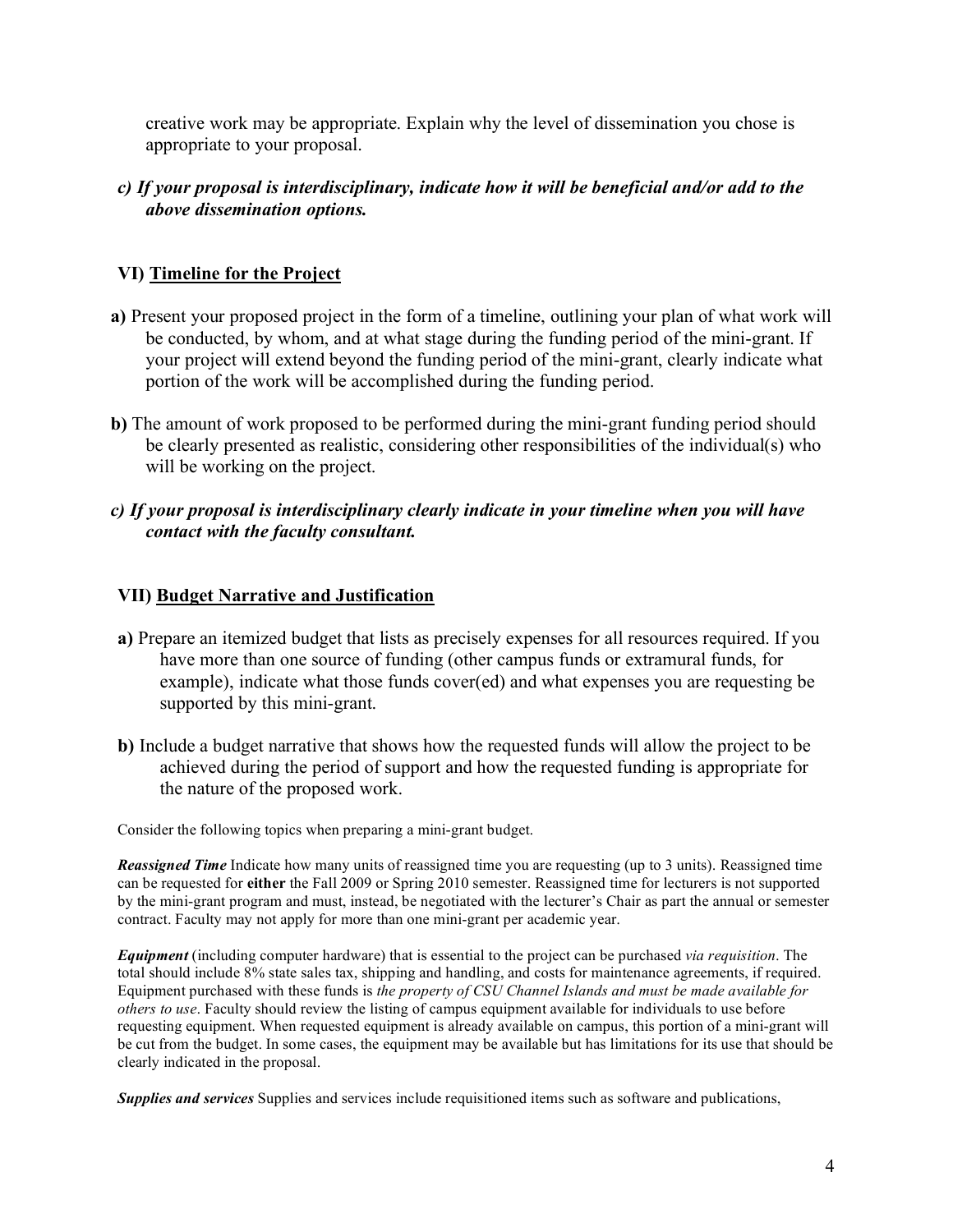creative work may be appropriate. Explain why the level of dissemination you chose is appropriate to your proposal.

***c) If your proposal is interdisciplinary, indicate how it will be beneficial and/or add to the above dissemination options.***

## VI) Timeline for the Project

**a)** Present your proposed project in the form of a timeline, outlining your plan of what work will be conducted, by whom, and at what stage during the funding period of the mini-grant. If your project will extend beyond the funding period of the mini-grant, clearly indicate what portion of the work will be accomplished during the funding period.

**b)** The amount of work proposed to be performed during the mini-grant funding period should be clearly presented as realistic, considering other responsibilities of the individual(s) who will be working on the project.

***c) If your proposal is interdisciplinary clearly indicate in your timeline when you will have contact with the faculty consultant.***

## VII) Budget Narrative and Justification

**a)** Prepare an itemized budget that lists as precisely expenses for all resources required. If you have more than one source of funding (other campus funds or extramural funds, for example), indicate what those funds cover(ed) and what expenses you are requesting be supported by this mini-grant.

**b)** Include a budget narrative that shows how the requested funds will allow the project to be achieved during the period of support and how the requested funding is appropriate for the nature of the proposed work.

Consider the following topics when preparing a mini-grant budget.

***Reassigned Time*** Indicate how many units of reassigned time you are requesting (up to 3 units). Reassigned time can be requested for **either** the Fall 2009 or Spring 2010 semester. Reassigned time for lecturers is not supported by the mini-grant program and must, instead, be negotiated with the lecturer's Chair as part the annual or semester contract. Faculty may not apply for more than one mini-grant per academic year.

***Equipment*** (including computer hardware) that is essential to the project can be purchased *via requisition*. The total should include 8% state sales tax, shipping and handling, and costs for maintenance agreements, if required. Equipment purchased with these funds is *the property of CSU Channel Islands and must be made available for others to use*. Faculty should review the listing of campus equipment available for individuals to use before requesting equipment. When requested equipment is already available on campus, this portion of a mini-grant will be cut from the budget. In some cases, the equipment may be available but has limitations for its use that should be clearly indicated in the proposal.

***Supplies and services*** Supplies and services include requisitioned items such as software and publications,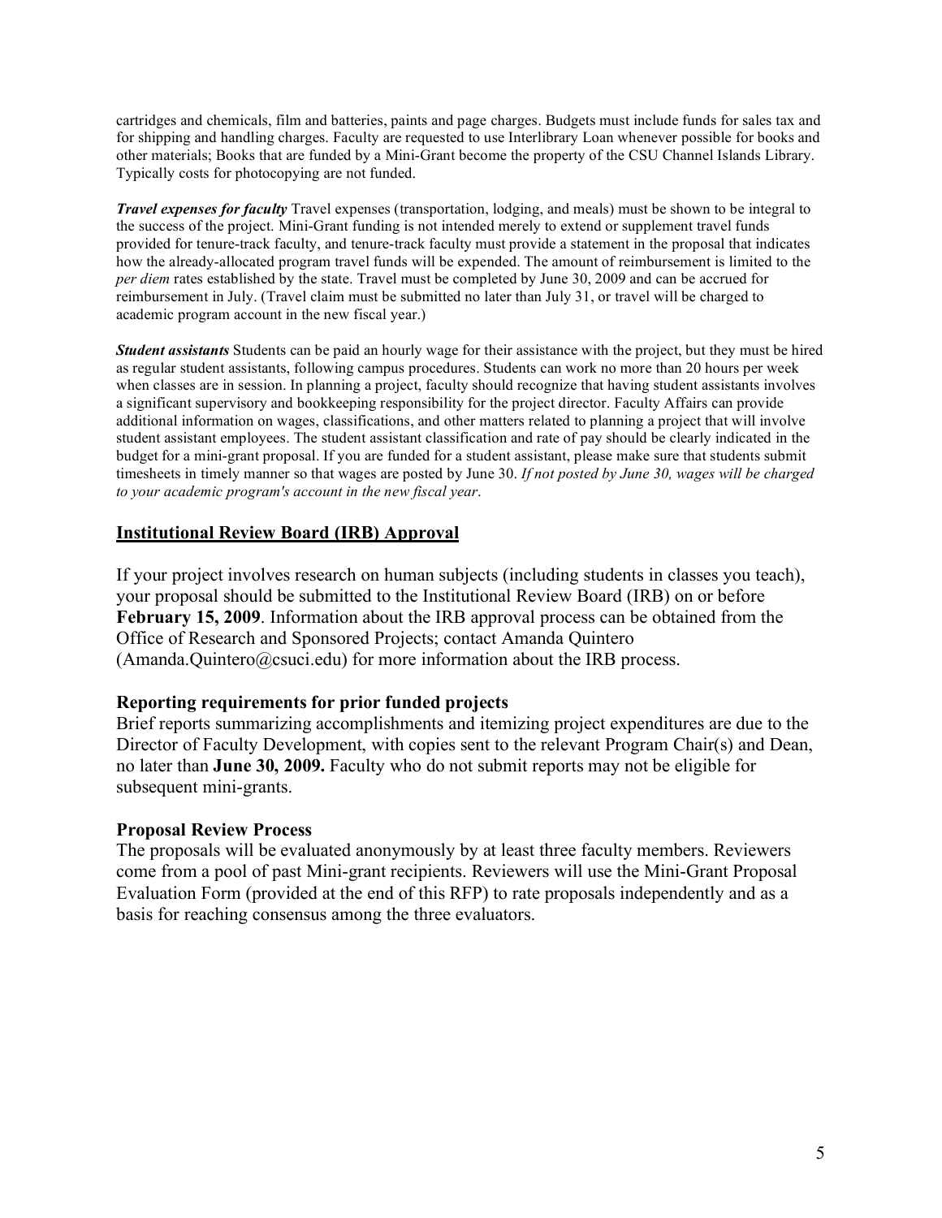cartridges and chemicals, film and batteries, paints and page charges. Budgets must include funds for sales tax and for shipping and handling charges. Faculty are requested to use Interlibrary Loan whenever possible for books and other materials; Books that are funded by a Mini-Grant become the property of the CSU Channel Islands Library. Typically costs for photocopying are not funded.

***Travel expenses for faculty*** Travel expenses (transportation, lodging, and meals) must be shown to be integral to the success of the project. Mini-Grant funding is not intended merely to extend or supplement travel funds provided for tenure-track faculty, and tenure-track faculty must provide a statement in the proposal that indicates how the already-allocated program travel funds will be expended. The amount of reimbursement is limited to the *per diem* rates established by the state. Travel must be completed by June 30, 2009 and can be accrued for reimbursement in July. (Travel claim must be submitted no later than July 31, or travel will be charged to academic program account in the new fiscal year.)

***Student assistants*** Students can be paid an hourly wage for their assistance with the project, but they must be hired as regular student assistants, following campus procedures. Students can work no more than 20 hours per week when classes are in session. In planning a project, faculty should recognize that having student assistants involves a significant supervisory and bookkeeping responsibility for the project director. Faculty Affairs can provide additional information on wages, classifications, and other matters related to planning a project that will involve student assistant employees. The student assistant classification and rate of pay should be clearly indicated in the budget for a mini-grant proposal. If you are funded for a student assistant, please make sure that students submit timesheets in timely manner so that wages are posted by June 30. *If not posted by June 30, wages will be charged to your academic program's account in the new fiscal year*.

## Institutional Review Board (IRB) Approval

If your project involves research on human subjects (including students in classes you teach), your proposal should be submitted to the Institutional Review Board (IRB) on or before **February 15, 2009**. Information about the IRB approval process can be obtained from the Office of Research and Sponsored Projects; contact Amanda Quintero (Amanda.Quintero@csuci.edu) for more information about the IRB process.

### Reporting requirements for prior funded projects

Brief reports summarizing accomplishments and itemizing project expenditures are due to the Director of Faculty Development, with copies sent to the relevant Program Chair(s) and Dean, no later than **June 30, 2009.** Faculty who do not submit reports may not be eligible for subsequent mini-grants.

### Proposal Review Process

The proposals will be evaluated anonymously by at least three faculty members. Reviewers come from a pool of past Mini-grant recipients. Reviewers will use the Mini-Grant Proposal Evaluation Form (provided at the end of this RFP) to rate proposals independently and as a basis for reaching consensus among the three evaluators.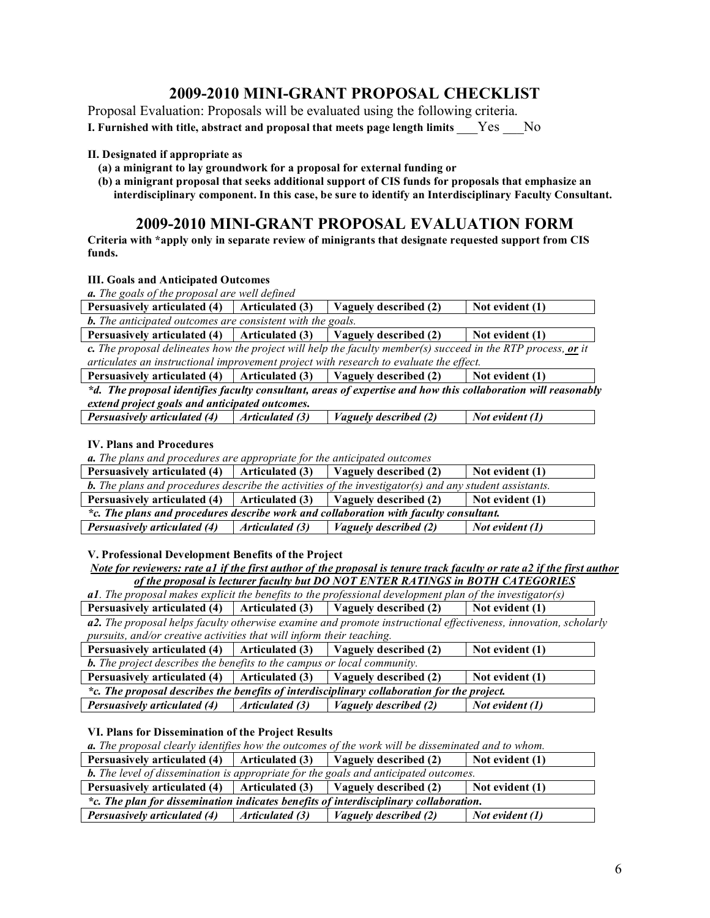## 2009-2010 MINI-GRANT PROPOSAL CHECKLIST

Proposal Evaluation: Proposals will be evaluated using the following criteria.

**I. Furnished with title, abstract and proposal that meets page length limits** ___Yes ___No

**II. Designated if appropriate as**

**(a) a minigrant to lay groundwork for a proposal for external funding or**

**(b) a minigrant proposal that seeks additional support of CIS funds for proposals that emphasize an interdisciplinary component. In this case, be sure to identify an Interdisciplinary Faculty Consultant.**

## 2009-2010 MINI-GRANT PROPOSAL EVALUATION FORM

**Criteria with *apply only in separate review of minigrants that designate requested support from CIS funds.**

### III. Goals and Anticipated Outcomes

***a.** The goals of the proposal are well defined*

| Persuasively articulated (4) | Articulated (3) | Vaguely described (2) | Not evident (1) |
|---|---|---|---|

***b.** The anticipated outcomes are consistent with the goals.*

| Persuasively articulated (4) | Articulated (3) | Vaguely described (2) | Not evident (1) |
|---|---|---|---|

***c.** The proposal delineates how the project will help the faculty member(s) succeed in the RTP process, **or** it articulates an instructional improvement project with research to evaluate the effect.*

| Persuasively articulated (4) | Articulated (3) | Vaguely described (2) | Not evident (1) |
|---|---|---|---|

***\*d. The proposal identifies faculty consultant, areas of expertise and how this collaboration will reasonably extend project goals and anticipated outcomes.***

| *Persuasively articulated (4)* | *Articulated (3)* | *Vaguely described (2)* | *Not evident (1)* |
|---|---|---|---|

### IV. Plans and Procedures

***a.** The plans and procedures are appropriate for the anticipated outcomes*

| Persuasively articulated (4) | Articulated (3) | Vaguely described (2) | Not evident (1) |
|---|---|---|---|

***b.** The plans and procedures describe the activities of the investigator(s) and any student assistants.*

| Persuasively articulated (4) | Articulated (3) | Vaguely described (2) | Not evident (1) |
|---|---|---|---|

***\*c. The plans and procedures describe work and collaboration with faculty consultant.***

| *Persuasively articulated (4)* | *Articulated (3)* | *Vaguely described (2)* | *Not evident (1)* |
|---|---|---|---|

### V. Professional Development Benefits of the Project

***Note for reviewers: rate a1 if the first author of the proposal is tenure track faculty or rate a2 if the first author of the proposal is lecturer faculty but DO NOT ENTER RATINGS in BOTH CATEGORIES***

***a1**. The proposal makes explicit the benefits to the professional development plan of the investigator(s)*

| Persuasively articulated (4) | Articulated (3) | Vaguely described (2) | Not evident (1) |
|---|---|---|---|

***a2.** The proposal helps faculty otherwise examine and promote instructional effectiveness, innovation, scholarly pursuits, and/or creative activities that will inform their teaching.*

| Persuasively articulated (4) | Articulated (3) | Vaguely described (2) | Not evident (1) |
|---|---|---|---|

***b.** The project describes the benefits to the campus or local community.*

| Persuasively articulated (4) | Articulated (3) | Vaguely described (2) | Not evident (1) |
|---|---|---|---|

***\*c. The proposal describes the benefits of interdisciplinary collaboration for the project.***

| *Persuasively articulated (4)* | *Articulated (3)* | *Vaguely described (2)* | *Not evident (1)* |
|---|---|---|---|

### VI. Plans for Dissemination of the Project Results

***a.** The proposal clearly identifies how the outcomes of the work will be disseminated and to whom.*

| Persuasively articulated (4) | Articulated (3) | Vaguely described (2) | Not evident (1) |
|---|---|---|---|

***b.** The level of dissemination is appropriate for the goals and anticipated outcomes.*

| Persuasively articulated (4) | Articulated (3) | Vaguely described (2) | Not evident (1) |
|---|---|---|---|

***\*c. The plan for dissemination indicates benefits of interdisciplinary collaboration.***

| *Persuasively articulated (4)* | *Articulated (3)* | *Vaguely described (2)* | *Not evident (1)* |
|---|---|---|---|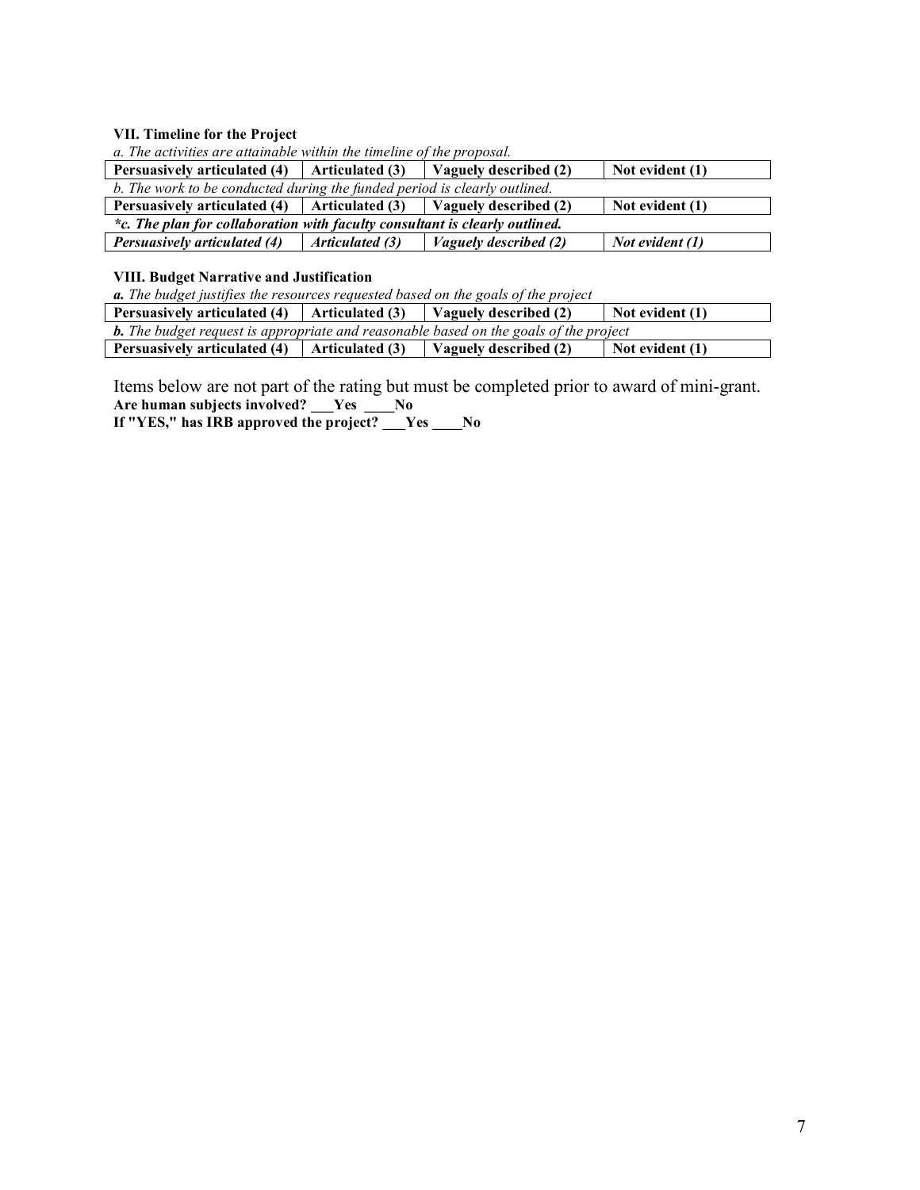**VII. Timeline for the Project**

*a. The activities are attainable within the timeline of the proposal.*

| | | | |
|---|---|---|---|
| **Persuasively articulated (4)** | **Articulated (3)** | **Vaguely described (2)** | **Not evident (1)** |

*b. The work to be conducted during the funded period is clearly outlined.*

| | | | |
|---|---|---|---|
| **Persuasively articulated (4)** | **Articulated (3)** | **Vaguely described (2)** | **Not evident (1)** |

***c. The plan for collaboration with faculty consultant is clearly outlined.***

| | | | |
|---|---|---|---|
| ***Persuasively articulated (4)*** | ***Articulated (3)*** | ***Vaguely described (2)*** | ***Not evident (1)*** |

**VIII. Budget Narrative and Justification**

***a.*** *The budget justifies the resources requested based on the goals of the project*

| | | | |
|---|---|---|---|
| **Persuasively articulated (4)** | **Articulated (3)** | **Vaguely described (2)** | **Not evident (1)** |

***b.*** *The budget request is appropriate and reasonable based on the goals of the project*

| | | | |
|---|---|---|---|
| **Persuasively articulated (4)** | **Articulated (3)** | **Vaguely described (2)** | **Not evident (1)** |

Items below are not part of the rating but must be completed prior to award of mini-grant.

**Are human subjects involved? ___Yes ____No**

**If "YES," has IRB approved the project? ___Yes ____No**